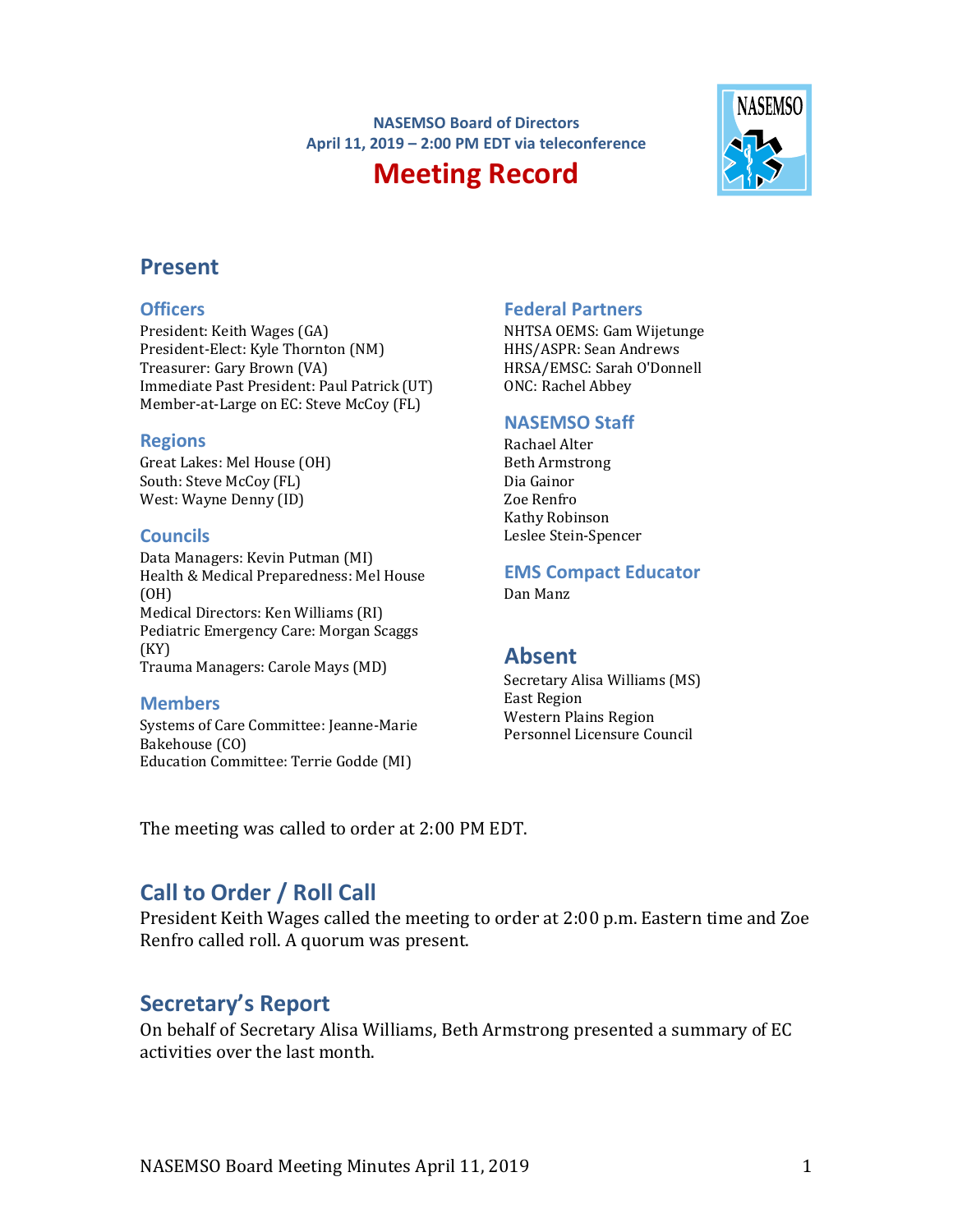**NASEMSO Board of Directors**
**April 11, 2019 – 2:00 PM EDT via teleconference**

# Meeting Record

## Present

### Officers
President: Keith Wages (GA)
President-Elect: Kyle Thornton (NM)
Treasurer: Gary Brown (VA)
Immediate Past President: Paul Patrick (UT)
Member-at-Large on EC: Steve McCoy (FL)

### Regions
Great Lakes: Mel House (OH)
South: Steve McCoy (FL)
West: Wayne Denny (ID)

### Councils
Data Managers: Kevin Putman (MI)
Health & Medical Preparedness: Mel House (OH)
Medical Directors: Ken Williams (RI)
Pediatric Emergency Care: Morgan Scaggs (KY)
Trauma Managers: Carole Mays (MD)

### Members
Systems of Care Committee: Jeanne-Marie Bakehouse (CO)
Education Committee: Terrie Godde (MI)

### Federal Partners
NHTSA OEMS: Gam Wijetunge
HHS/ASPR: Sean Andrews
HRSA/EMSC: Sarah O'Donnell
ONC: Rachel Abbey

### NASEMSO Staff
Rachael Alter
Beth Armstrong
Dia Gainor
Zoe Renfro
Kathy Robinson
Leslee Stein-Spencer

### EMS Compact Educator
Dan Manz

## Absent
Secretary Alisa Williams (MS)
East Region
Western Plains Region
Personnel Licensure Council

The meeting was called to order at 2:00 PM EDT.

## Call to Order / Roll Call
President Keith Wages called the meeting to order at 2:00 p.m. Eastern time and Zoe Renfro called roll. A quorum was present.

## Secretary's Report
On behalf of Secretary Alisa Williams, Beth Armstrong presented a summary of EC activities over the last month.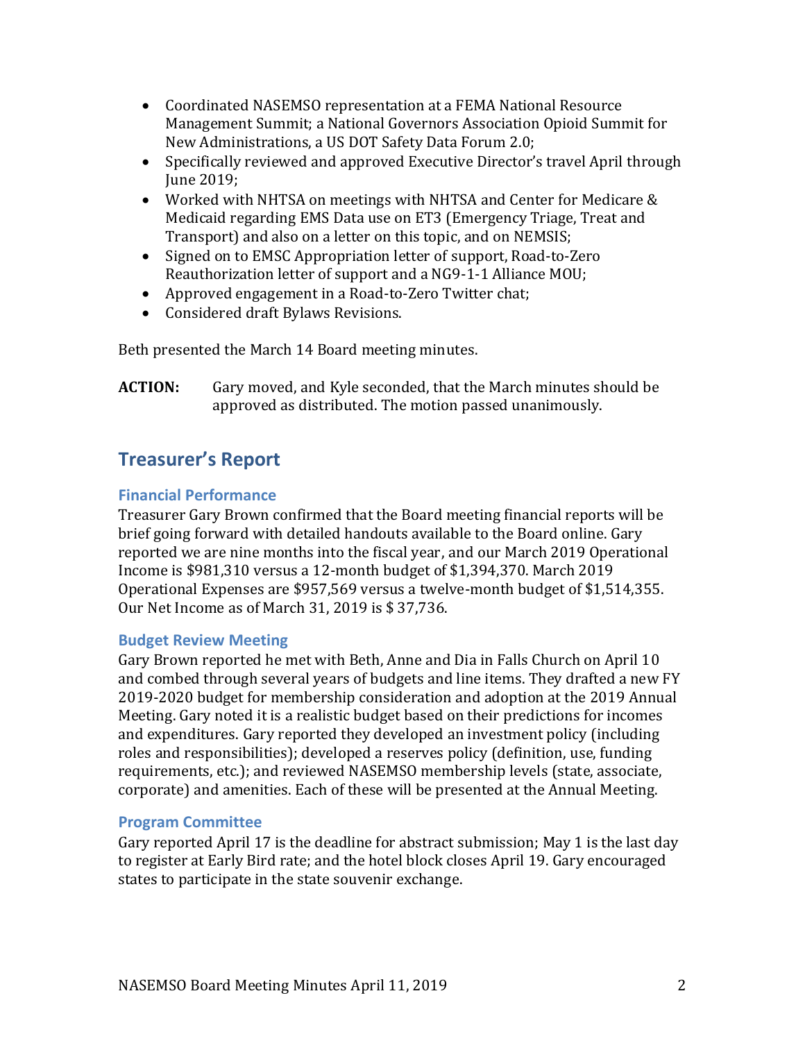- Coordinated NASEMSO representation at a FEMA National Resource Management Summit; a National Governors Association Opioid Summit for New Administrations, a US DOT Safety Data Forum 2.0;
- Specifically reviewed and approved Executive Director's travel April through June 2019;
- Worked with NHTSA on meetings with NHTSA and Center for Medicare & Medicaid regarding EMS Data use on ET3 (Emergency Triage, Treat and Transport) and also on a letter on this topic, and on NEMSIS;
- Signed on to EMSC Appropriation letter of support, Road-to-Zero Reauthorization letter of support and a NG9-1-1 Alliance MOU;
- Approved engagement in a Road-to-Zero Twitter chat;
- Considered draft Bylaws Revisions.

Beth presented the March 14 Board meeting minutes.

**ACTION:** Gary moved, and Kyle seconded, that the March minutes should be approved as distributed. The motion passed unanimously.

## Treasurer's Report

### Financial Performance

Treasurer Gary Brown confirmed that the Board meeting financial reports will be brief going forward with detailed handouts available to the Board online. Gary reported we are nine months into the fiscal year, and our March 2019 Operational Income is $981,310 versus a 12-month budget of $1,394,370. March 2019 Operational Expenses are $957,569 versus a twelve-month budget of $1,514,355. Our Net Income as of March 31, 2019 is $ 37,736.

### Budget Review Meeting

Gary Brown reported he met with Beth, Anne and Dia in Falls Church on April 10 and combed through several years of budgets and line items. They drafted a new FY 2019-2020 budget for membership consideration and adoption at the 2019 Annual Meeting. Gary noted it is a realistic budget based on their predictions for incomes and expenditures. Gary reported they developed an investment policy (including roles and responsibilities); developed a reserves policy (definition, use, funding requirements, etc.); and reviewed NASEMSO membership levels (state, associate, corporate) and amenities. Each of these will be presented at the Annual Meeting.

### Program Committee

Gary reported April 17 is the deadline for abstract submission; May 1 is the last day to register at Early Bird rate; and the hotel block closes April 19. Gary encouraged states to participate in the state souvenir exchange.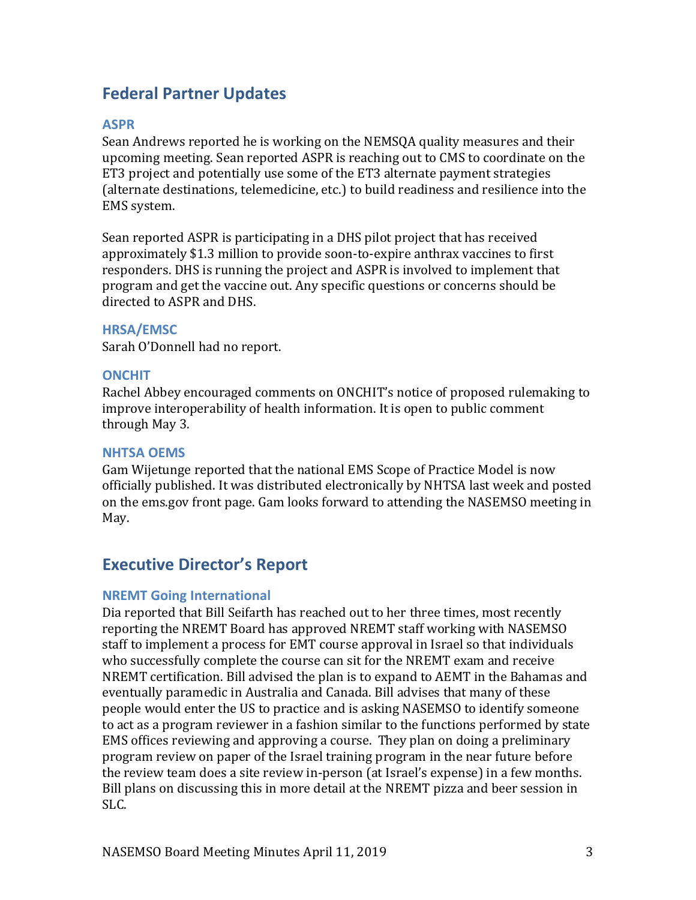## Federal Partner Updates

### ASPR

Sean Andrews reported he is working on the NEMSQA quality measures and their upcoming meeting. Sean reported ASPR is reaching out to CMS to coordinate on the ET3 project and potentially use some of the ET3 alternate payment strategies (alternate destinations, telemedicine, etc.) to build readiness and resilience into the EMS system.

Sean reported ASPR is participating in a DHS pilot project that has received approximately $1.3 million to provide soon-to-expire anthrax vaccines to first responders. DHS is running the project and ASPR is involved to implement that program and get the vaccine out. Any specific questions or concerns should be directed to ASPR and DHS.

### HRSA/EMSC

Sarah O'Donnell had no report.

### ONCHIT

Rachel Abbey encouraged comments on ONCHIT's notice of proposed rulemaking to improve interoperability of health information. It is open to public comment through May 3.

### NHTSA OEMS

Gam Wijetunge reported that the national EMS Scope of Practice Model is now officially published. It was distributed electronically by NHTSA last week and posted on the ems.gov front page. Gam looks forward to attending the NASEMSO meeting in May.

## Executive Director's Report

### NREMT Going International

Dia reported that Bill Seifarth has reached out to her three times, most recently reporting the NREMT Board has approved NREMT staff working with NASEMSO staff to implement a process for EMT course approval in Israel so that individuals who successfully complete the course can sit for the NREMT exam and receive NREMT certification. Bill advised the plan is to expand to AEMT in the Bahamas and eventually paramedic in Australia and Canada. Bill advises that many of these people would enter the US to practice and is asking NASEMSO to identify someone to act as a program reviewer in a fashion similar to the functions performed by state EMS offices reviewing and approving a course. They plan on doing a preliminary program review on paper of the Israel training program in the near future before the review team does a site review in-person (at Israel's expense) in a few months. Bill plans on discussing this in more detail at the NREMT pizza and beer session in SLC.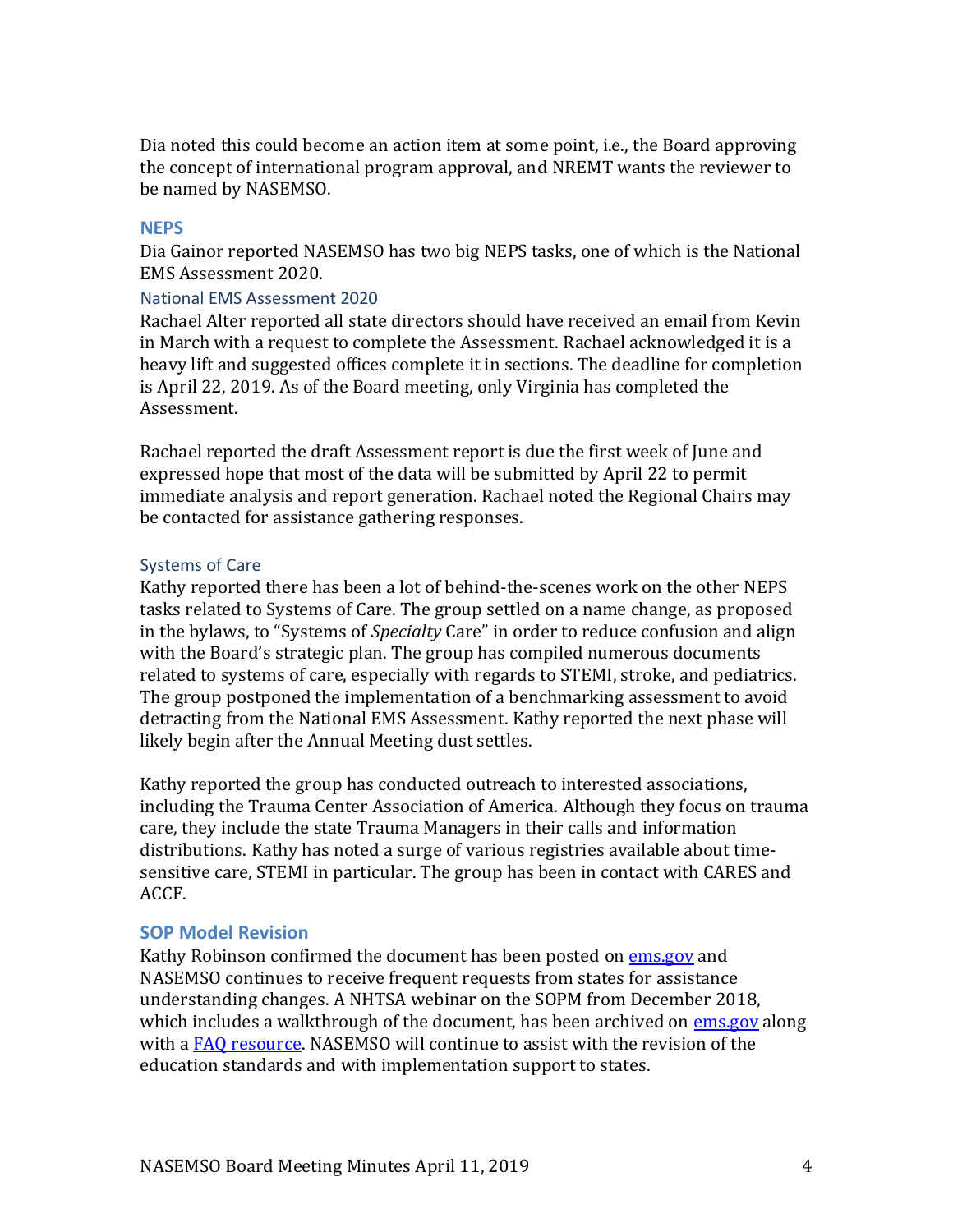Dia noted this could become an action item at some point, i.e., the Board approving the concept of international program approval, and NREMT wants the reviewer to be named by NASEMSO.

## NEPS

Dia Gainor reported NASEMSO has two big NEPS tasks, one of which is the National EMS Assessment 2020.

### National EMS Assessment 2020

Rachael Alter reported all state directors should have received an email from Kevin in March with a request to complete the Assessment. Rachael acknowledged it is a heavy lift and suggested offices complete it in sections. The deadline for completion is April 22, 2019. As of the Board meeting, only Virginia has completed the Assessment.

Rachael reported the draft Assessment report is due the first week of June and expressed hope that most of the data will be submitted by April 22 to permit immediate analysis and report generation. Rachael noted the Regional Chairs may be contacted for assistance gathering responses.

### Systems of Care

Kathy reported there has been a lot of behind-the-scenes work on the other NEPS tasks related to Systems of Care. The group settled on a name change, as proposed in the bylaws, to "Systems of *Specialty* Care" in order to reduce confusion and align with the Board's strategic plan. The group has compiled numerous documents related to systems of care, especially with regards to STEMI, stroke, and pediatrics. The group postponed the implementation of a benchmarking assessment to avoid detracting from the National EMS Assessment. Kathy reported the next phase will likely begin after the Annual Meeting dust settles.

Kathy reported the group has conducted outreach to interested associations, including the Trauma Center Association of America. Although they focus on trauma care, they include the state Trauma Managers in their calls and information distributions. Kathy has noted a surge of various registries available about time-sensitive care, STEMI in particular. The group has been in contact with CARES and ACCF.

## SOP Model Revision

Kathy Robinson confirmed the document has been posted on [ems.gov](ems.gov) and NASEMSO continues to receive frequent requests from states for assistance understanding changes. A NHTSA webinar on the SOPM from December 2018, which includes a walkthrough of the document, has been archived on [ems.gov](ems.gov) along with a [FAQ resource](). NASEMSO will continue to assist with the revision of the education standards and with implementation support to states.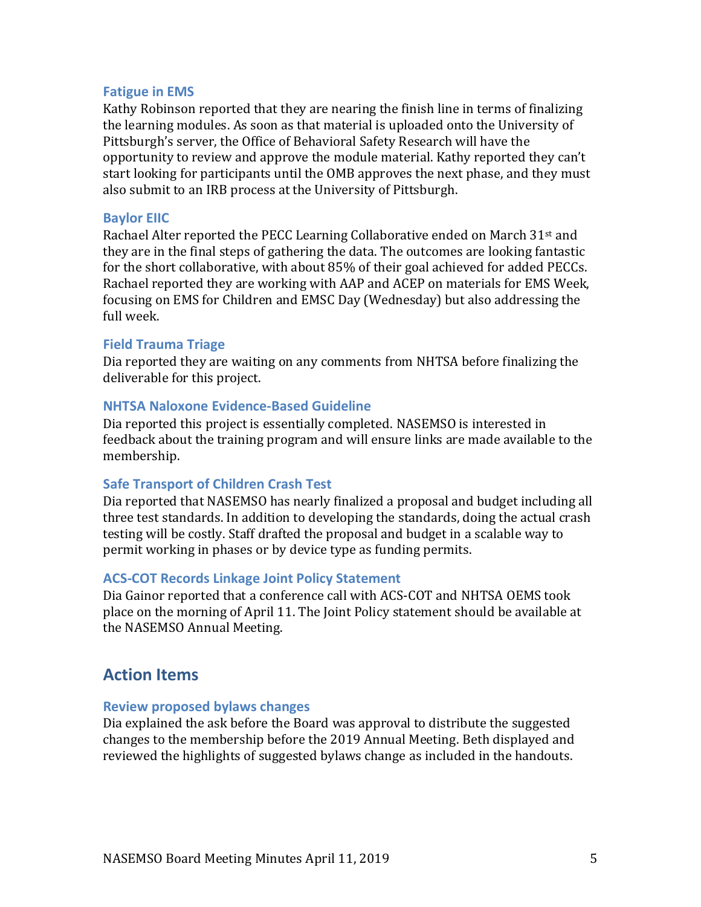### Fatigue in EMS

Kathy Robinson reported that they are nearing the finish line in terms of finalizing the learning modules. As soon as that material is uploaded onto the University of Pittsburgh's server, the Office of Behavioral Safety Research will have the opportunity to review and approve the module material. Kathy reported they can't start looking for participants until the OMB approves the next phase, and they must also submit to an IRB process at the University of Pittsburgh.

### Baylor EIIC

Rachael Alter reported the PECC Learning Collaborative ended on March 31st and they are in the final steps of gathering the data. The outcomes are looking fantastic for the short collaborative, with about 85% of their goal achieved for added PECCs. Rachael reported they are working with AAP and ACEP on materials for EMS Week, focusing on EMS for Children and EMSC Day (Wednesday) but also addressing the full week.

### Field Trauma Triage

Dia reported they are waiting on any comments from NHTSA before finalizing the deliverable for this project.

### NHTSA Naloxone Evidence-Based Guideline

Dia reported this project is essentially completed. NASEMSO is interested in feedback about the training program and will ensure links are made available to the membership.

### Safe Transport of Children Crash Test

Dia reported that NASEMSO has nearly finalized a proposal and budget including all three test standards. In addition to developing the standards, doing the actual crash testing will be costly. Staff drafted the proposal and budget in a scalable way to permit working in phases or by device type as funding permits.

### ACS-COT Records Linkage Joint Policy Statement

Dia Gainor reported that a conference call with ACS-COT and NHTSA OEMS took place on the morning of April 11. The Joint Policy statement should be available at the NASEMSO Annual Meeting.

## Action Items

### Review proposed bylaws changes

Dia explained the ask before the Board was approval to distribute the suggested changes to the membership before the 2019 Annual Meeting. Beth displayed and reviewed the highlights of suggested bylaws change as included in the handouts.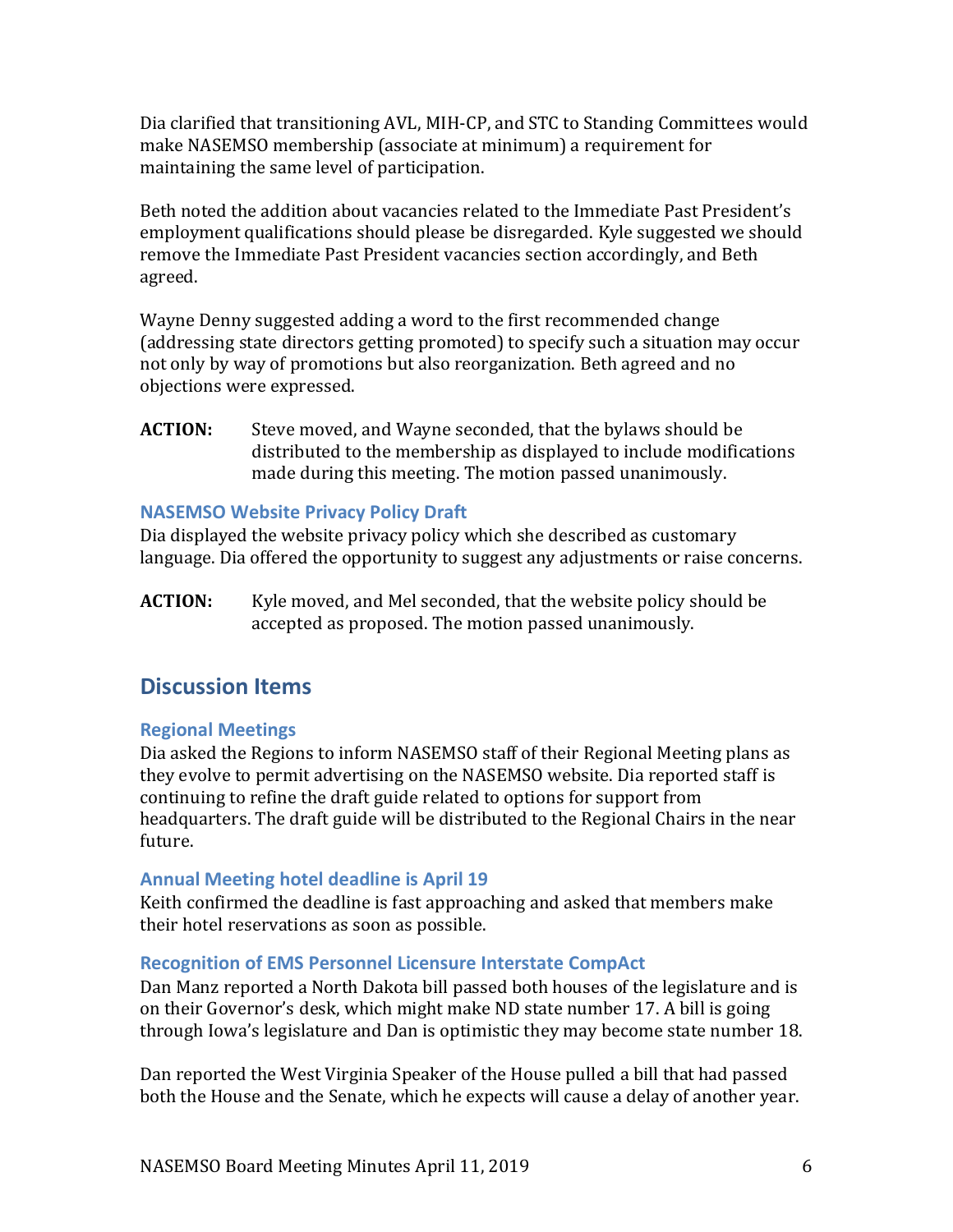Dia clarified that transitioning AVL, MIH-CP, and STC to Standing Committees would make NASEMSO membership (associate at minimum) a requirement for maintaining the same level of participation.

Beth noted the addition about vacancies related to the Immediate Past President's employment qualifications should please be disregarded. Kyle suggested we should remove the Immediate Past President vacancies section accordingly, and Beth agreed.

Wayne Denny suggested adding a word to the first recommended change (addressing state directors getting promoted) to specify such a situation may occur not only by way of promotions but also reorganization. Beth agreed and no objections were expressed.

**ACTION:** Steve moved, and Wayne seconded, that the bylaws should be distributed to the membership as displayed to include modifications made during this meeting. The motion passed unanimously.

### NASEMSO Website Privacy Policy Draft

Dia displayed the website privacy policy which she described as customary language. Dia offered the opportunity to suggest any adjustments or raise concerns.

**ACTION:** Kyle moved, and Mel seconded, that the website policy should be accepted as proposed. The motion passed unanimously.

## Discussion Items

### Regional Meetings

Dia asked the Regions to inform NASEMSO staff of their Regional Meeting plans as they evolve to permit advertising on the NASEMSO website. Dia reported staff is continuing to refine the draft guide related to options for support from headquarters. The draft guide will be distributed to the Regional Chairs in the near future.

### Annual Meeting hotel deadline is April 19

Keith confirmed the deadline is fast approaching and asked that members make their hotel reservations as soon as possible.

### Recognition of EMS Personnel Licensure Interstate CompAct

Dan Manz reported a North Dakota bill passed both houses of the legislature and is on their Governor's desk, which might make ND state number 17. A bill is going through Iowa's legislature and Dan is optimistic they may become state number 18.

Dan reported the West Virginia Speaker of the House pulled a bill that had passed both the House and the Senate, which he expects will cause a delay of another year.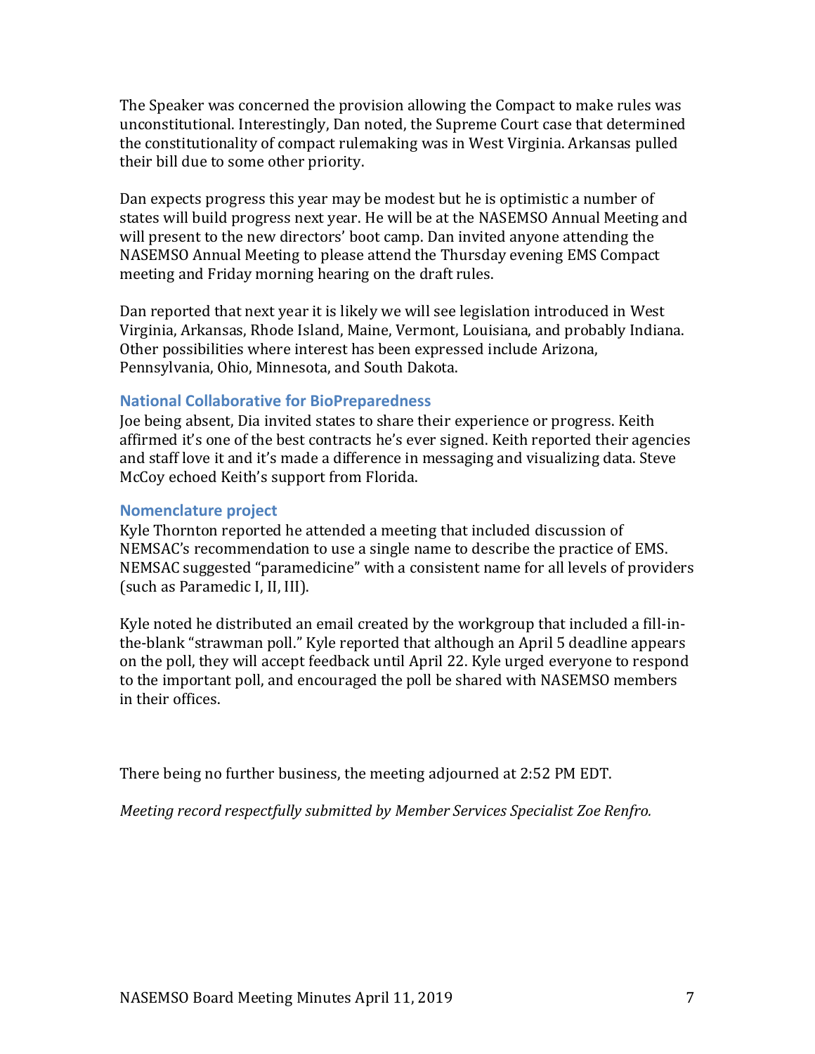The Speaker was concerned the provision allowing the Compact to make rules was unconstitutional. Interestingly, Dan noted, the Supreme Court case that determined the constitutionality of compact rulemaking was in West Virginia. Arkansas pulled their bill due to some other priority.

Dan expects progress this year may be modest but he is optimistic a number of states will build progress next year. He will be at the NASEMSO Annual Meeting and will present to the new directors' boot camp. Dan invited anyone attending the NASEMSO Annual Meeting to please attend the Thursday evening EMS Compact meeting and Friday morning hearing on the draft rules.

Dan reported that next year it is likely we will see legislation introduced in West Virginia, Arkansas, Rhode Island, Maine, Vermont, Louisiana, and probably Indiana. Other possibilities where interest has been expressed include Arizona, Pennsylvania, Ohio, Minnesota, and South Dakota.

### National Collaborative for BioPreparedness

Joe being absent, Dia invited states to share their experience or progress. Keith affirmed it's one of the best contracts he's ever signed. Keith reported their agencies and staff love it and it's made a difference in messaging and visualizing data. Steve McCoy echoed Keith's support from Florida.

### Nomenclature project

Kyle Thornton reported he attended a meeting that included discussion of NEMSAC's recommendation to use a single name to describe the practice of EMS. NEMSAC suggested "paramedicine" with a consistent name for all levels of providers (such as Paramedic I, II, III).

Kyle noted he distributed an email created by the workgroup that included a fill-in-the-blank "strawman poll." Kyle reported that although an April 5 deadline appears on the poll, they will accept feedback until April 22. Kyle urged everyone to respond to the important poll, and encouraged the poll be shared with NASEMSO members in their offices.

There being no further business, the meeting adjourned at 2:52 PM EDT.

*Meeting record respectfully submitted by Member Services Specialist Zoe Renfro.*